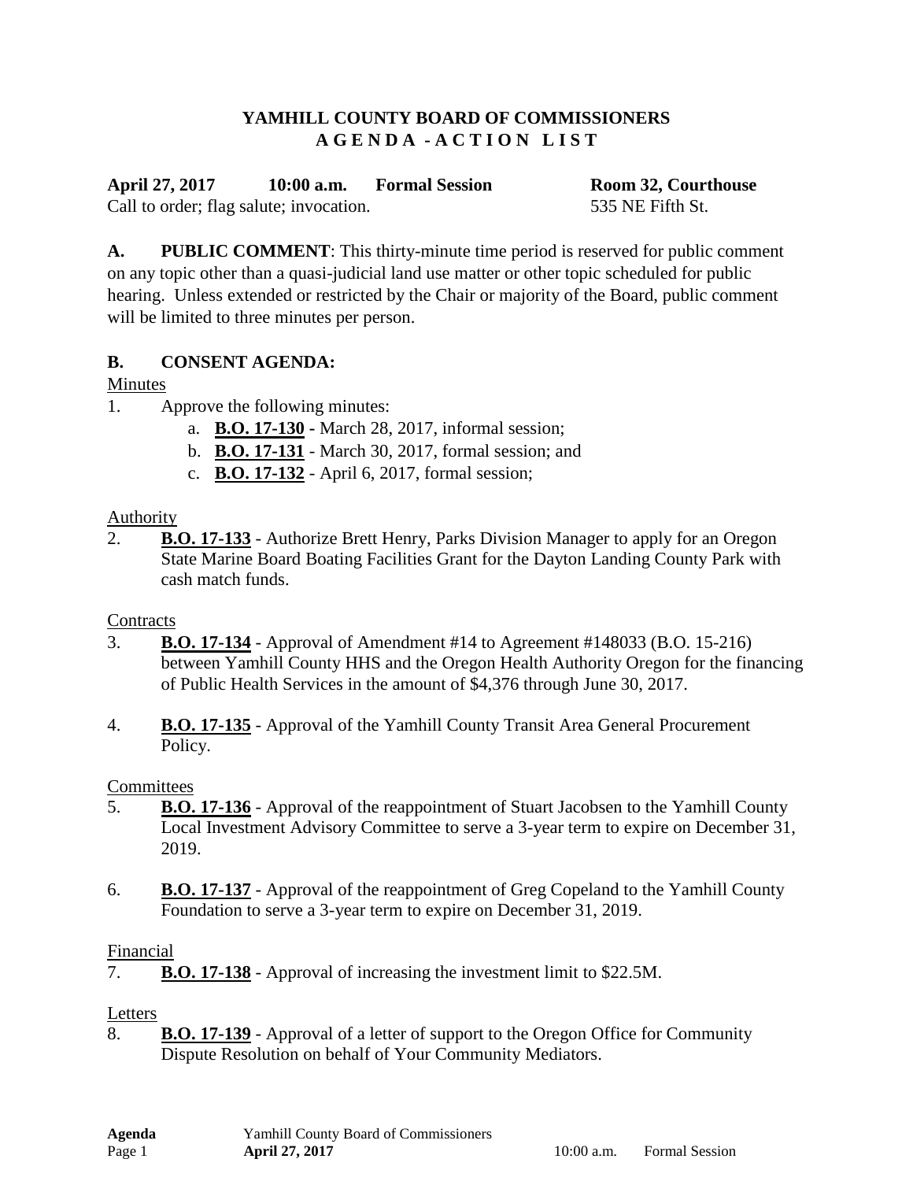# YAMHILL COUNTY BOARD OF COMMISSIONERS
## A G E N D A - A C T I O N L I S T

**April 27, 2017 10:00 a.m. Formal Session Room 32, Courthouse**
Call to order; flag salute; invocation. 535 NE Fifth St.

**A. PUBLIC COMMENT**: This thirty-minute time period is reserved for public comment on any topic other than a quasi-judicial land use matter or other topic scheduled for public hearing. Unless extended or restricted by the Chair or majority of the Board, public comment will be limited to three minutes per person.

**B. CONSENT AGENDA:**

Minutes

1. Approve the following minutes:
   a. **B.O. 17-130** - March 28, 2017, informal session;
   b. **B.O. 17-131** - March 30, 2017, formal session; and
   c. **B.O. 17-132** - April 6, 2017, formal session;

Authority

2. **B.O. 17-133** - Authorize Brett Henry, Parks Division Manager to apply for an Oregon State Marine Board Boating Facilities Grant for the Dayton Landing County Park with cash match funds.

Contracts

3. **B.O. 17-134** - Approval of Amendment #14 to Agreement #148033 (B.O. 15-216) between Yamhill County HHS and the Oregon Health Authority Oregon for the financing of Public Health Services in the amount of $4,376 through June 30, 2017.

4. **B.O. 17-135** - Approval of the Yamhill County Transit Area General Procurement Policy.

Committees

5. **B.O. 17-136** - Approval of the reappointment of Stuart Jacobsen to the Yamhill County Local Investment Advisory Committee to serve a 3-year term to expire on December 31, 2019.

6. **B.O. 17-137** - Approval of the reappointment of Greg Copeland to the Yamhill County Foundation to serve a 3-year term to expire on December 31, 2019.

Financial

7. **B.O. 17-138** - Approval of increasing the investment limit to $22.5M.

Letters

8. **B.O. 17-139** - Approval of a letter of support to the Oregon Office for Community Dispute Resolution on behalf of Your Community Mediators.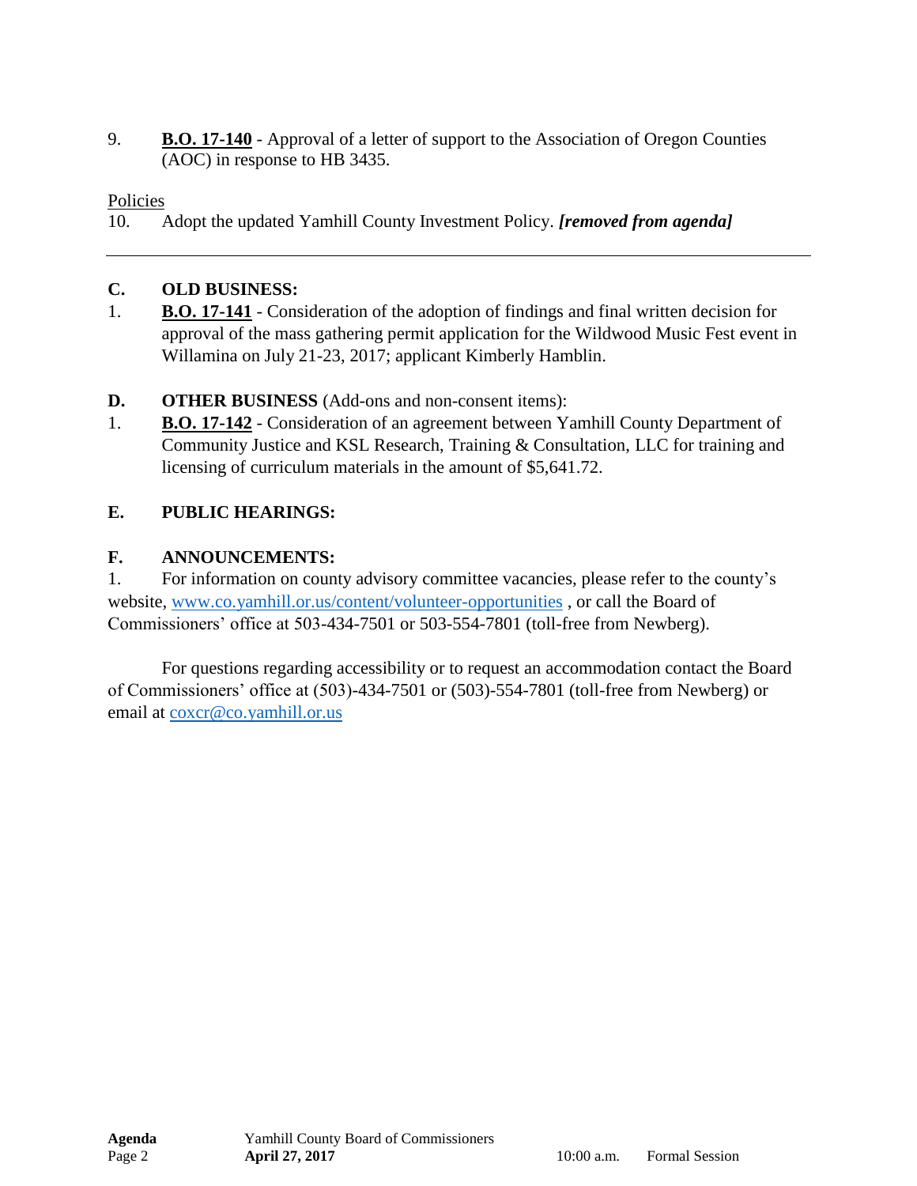9. **B.O. 17-140** - Approval of a letter of support to the Association of Oregon Counties (AOC) in response to HB 3435.

Policies

10. Adopt the updated Yamhill County Investment Policy. ***[removed from agenda]***

---

## C. OLD BUSINESS:

1. **B.O. 17-141** - Consideration of the adoption of findings and final written decision for approval of the mass gathering permit application for the Wildwood Music Fest event in Willamina on July 21-23, 2017; applicant Kimberly Hamblin.

## D. OTHER BUSINESS (Add-ons and non-consent items):

1. **B.O. 17-142** - Consideration of an agreement between Yamhill County Department of Community Justice and KSL Research, Training & Consultation, LLC for training and licensing of curriculum materials in the amount of $5,641.72.

## E. PUBLIC HEARINGS:

## F. ANNOUNCEMENTS:

1. For information on county advisory committee vacancies, please refer to the county's website, [www.co.yamhill.or.us/content/volunteer-opportunities](http://www.co.yamhill.or.us/content/volunteer-opportunities) , or call the Board of Commissioners' office at 503-434-7501 or 503-554-7801 (toll-free from Newberg).

For questions regarding accessibility or to request an accommodation contact the Board of Commissioners' office at (503)-434-7501 or (503)-554-7801 (toll-free from Newberg) or email at [coxcr@co.yamhill.or.us](mailto:coxcr@co.yamhill.or.us)